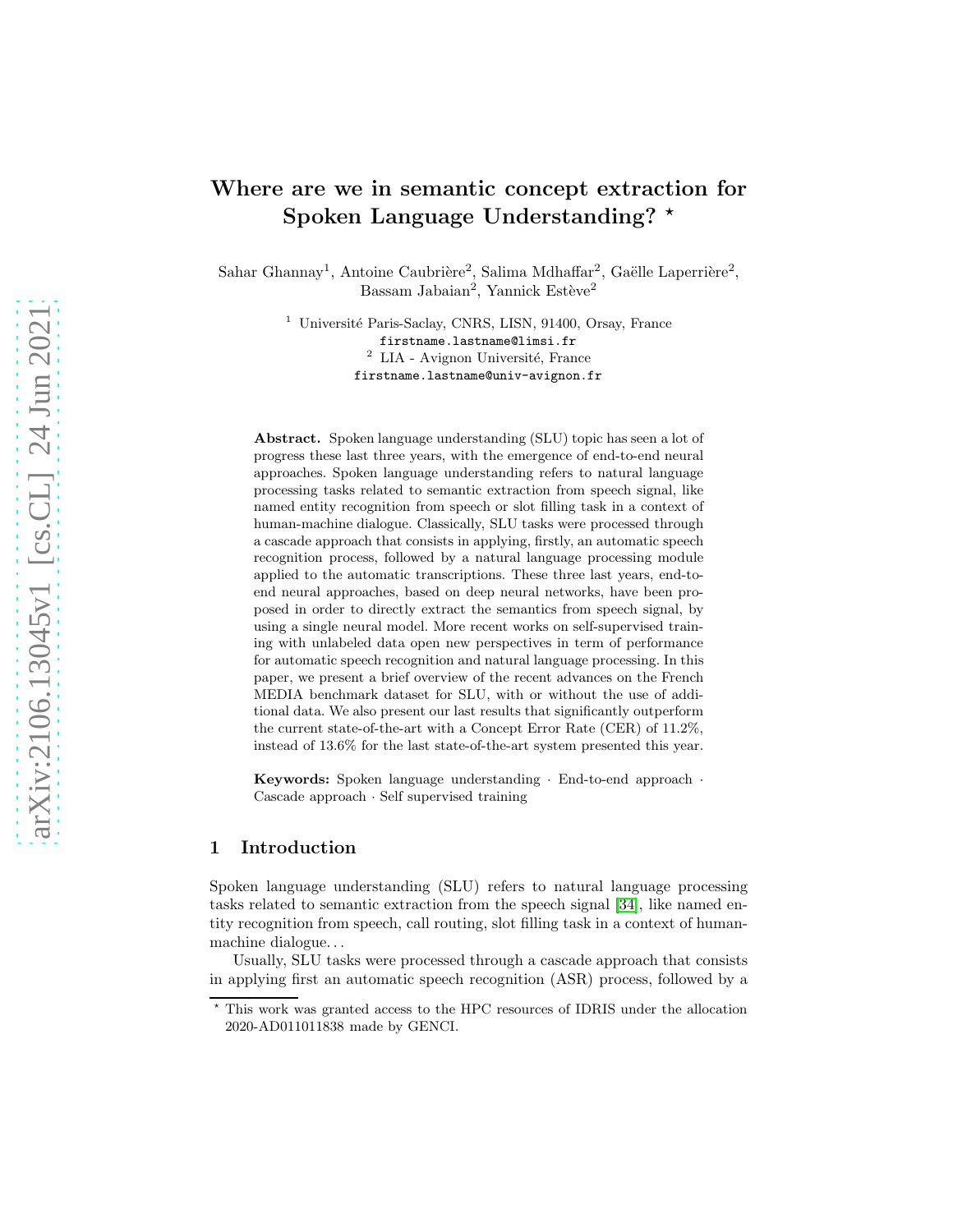# Where are we in semantic concept extraction for Spoken Language Understanding? *

Sahar Ghannay[1], Antoine Caubrière[2], Salima Mdhaffar[2], Gaëlle Laperrière[2], Bassam Jabaian[2], Yannick Estève[2]

[1] Université Paris-Saclay, CNRS, LISN, 91400, Orsay, France
firstname.lastname@limsi.fr
[2] LIA - Avignon Université, France
firstname.lastname@univ-avignon.fr

**Abstract.** Spoken language understanding (SLU) topic has seen a lot of progress these last three years, with the emergence of end-to-end neural approaches. Spoken language understanding refers to natural language processing tasks related to semantic extraction from speech signal, like named entity recognition from speech or slot filling task in a context of human-machine dialogue. Classically, SLU tasks were processed through a cascade approach that consists in applying, firstly, an automatic speech recognition process, followed by a natural language processing module applied to the automatic transcriptions. These three last years, end-to-end neural approaches, based on deep neural networks, have been proposed in order to directly extract the semantics from speech signal, by using a single neural model. More recent works on self-supervised training with unlabeled data open new perspectives in term of performance for automatic speech recognition and natural language processing. In this paper, we present a brief overview of the recent advances on the French MEDIA benchmark dataset for SLU, with or without the use of additional data. We also present our last results that significantly outperform the current state-of-the-art with a Concept Error Rate (CER) of 11.2%, instead of 13.6% for the last state-of-the-art system presented this year.

**Keywords:** Spoken language understanding · End-to-end approach · Cascade approach · Self supervised training

## 1 Introduction

Spoken language understanding (SLU) refers to natural language processing tasks related to semantic extraction from the speech signal [34], like named entity recognition from speech, call routing, slot filling task in a context of human-machine dialogue...

Usually, SLU tasks were processed through a cascade approach that consists in applying first an automatic speech recognition (ASR) process, followed by a

---

* This work was granted access to the HPC resources of IDRIS under the allocation 2020-AD011011838 made by GENCI.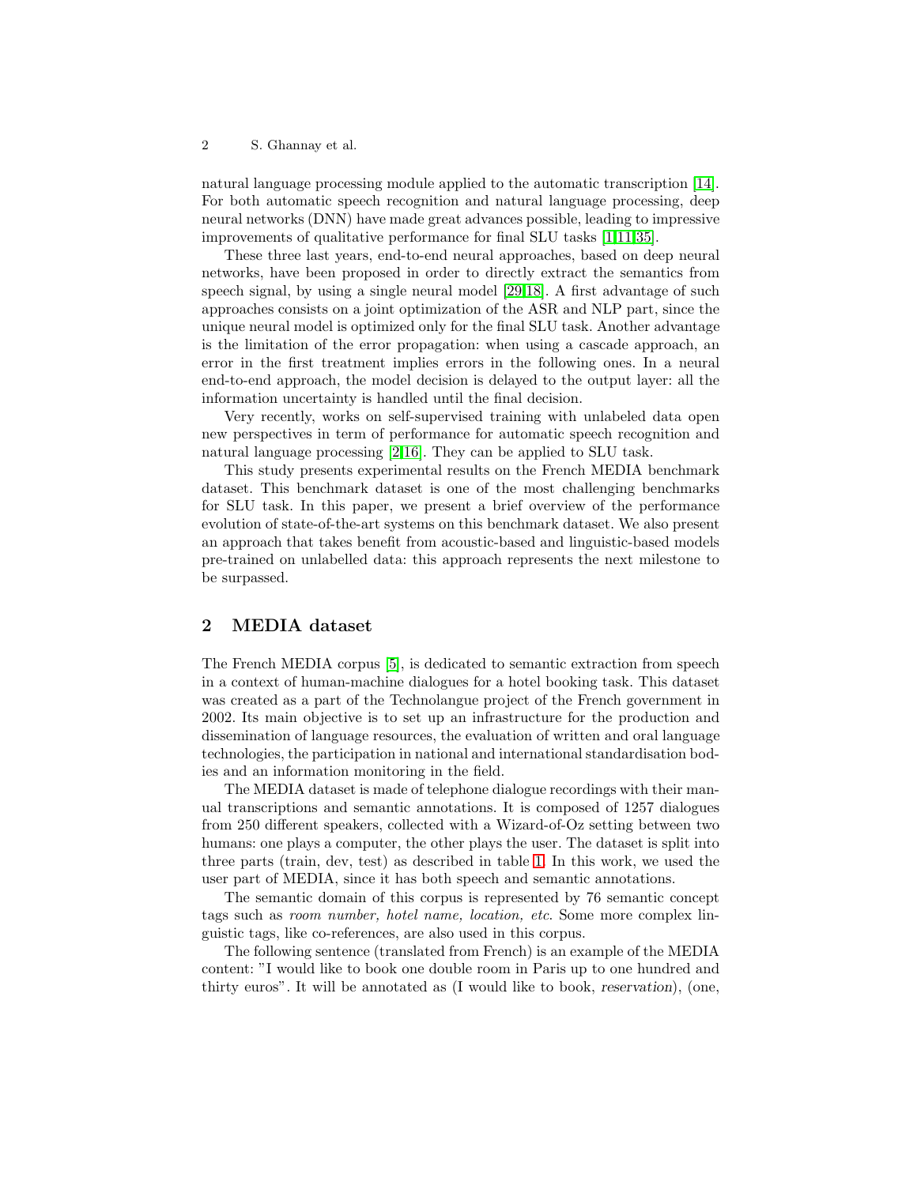natural language processing module applied to the automatic transcription [14]. For both automatic speech recognition and natural language processing, deep neural networks (DNN) have made great advances possible, leading to impressive improvements of qualitative performance for final SLU tasks [1,11,35].

These three last years, end-to-end neural approaches, based on deep neural networks, have been proposed in order to directly extract the semantics from speech signal, by using a single neural model [29,18]. A first advantage of such approaches consists on a joint optimization of the ASR and NLP part, since the unique neural model is optimized only for the final SLU task. Another advantage is the limitation of the error propagation: when using a cascade approach, an error in the first treatment implies errors in the following ones. In a neural end-to-end approach, the model decision is delayed to the output layer: all the information uncertainty is handled until the final decision.

Very recently, works on self-supervised training with unlabeled data open new perspectives in term of performance for automatic speech recognition and natural language processing [2,16]. They can be applied to SLU task.

This study presents experimental results on the French MEDIA benchmark dataset. This benchmark dataset is one of the most challenging benchmarks for SLU task. In this paper, we present a brief overview of the performance evolution of state-of-the-art systems on this benchmark dataset. We also present an approach that takes benefit from acoustic-based and linguistic-based models pre-trained on unlabelled data: this approach represents the next milestone to be surpassed.

## 2 MEDIA dataset

The French MEDIA corpus [5], is dedicated to semantic extraction from speech in a context of human-machine dialogues for a hotel booking task. This dataset was created as a part of the Technolangue project of the French government in 2002. Its main objective is to set up an infrastructure for the production and dissemination of language resources, the evaluation of written and oral language technologies, the participation in national and international standardisation bodies and an information monitoring in the field.

The MEDIA dataset is made of telephone dialogue recordings with their manual transcriptions and semantic annotations. It is composed of 1257 dialogues from 250 different speakers, collected with a Wizard-of-Oz setting between two humans: one plays a computer, the other plays the user. The dataset is split into three parts (train, dev, test) as described in table 1. In this work, we used the user part of MEDIA, since it has both speech and semantic annotations.

The semantic domain of this corpus is represented by 76 semantic concept tags such as *room number, hotel name, location, etc*. Some more complex linguistic tags, like co-references, are also used in this corpus.

The following sentence (translated from French) is an example of the MEDIA content: "I would like to book one double room in Paris up to one hundred and thirty euros". It will be annotated as (I would like to book, *reservation*), (one,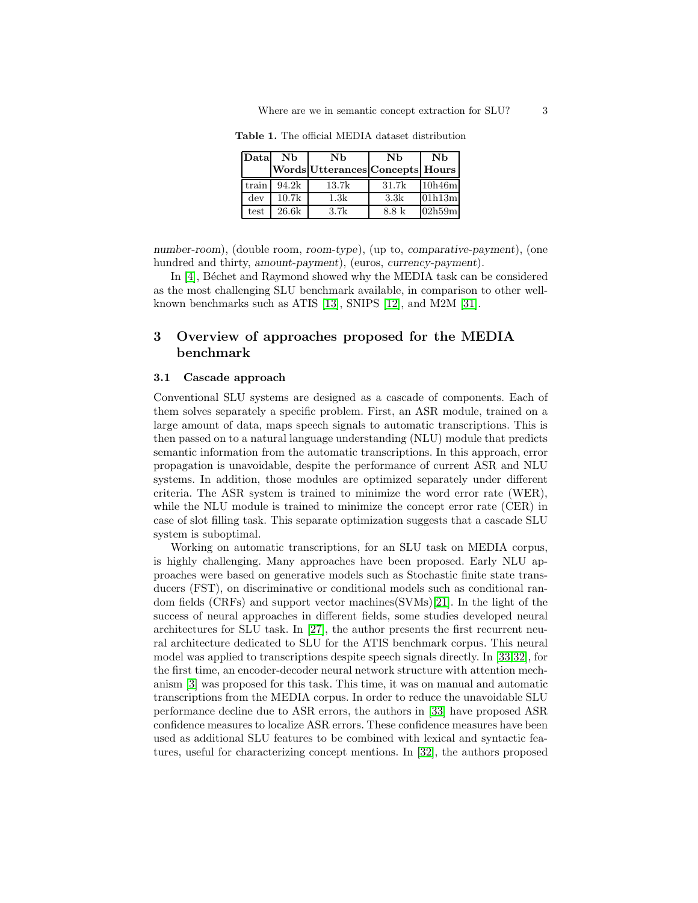**Table 1.** The official MEDIA dataset distribution

| Data | Nb Words | Nb Utterances | Nb Concepts | Nb Hours |
|---|---|---|---|---|
| train | 94.2k | 13.7k | 31.7k | 10h46m |
| dev | 10.7k | 1.3k | 3.3k | 01h13m |
| test | 26.6k | 3.7k | 8.8 k | 02h59m |

*number-room*), (double room, *room-type*), (up to, *comparative-payment*), (one hundred and thirty, *amount-payment*), (euros, *currency-payment*).

In [4], Béchet and Raymond showed why the MEDIA task can be considered as the most challenging SLU benchmark available, in comparison to other well-known benchmarks such as ATIS [13], SNIPS [12], and M2M [31].

## 3 Overview of approaches proposed for the MEDIA benchmark

### 3.1 Cascade approach

Conventional SLU systems are designed as a cascade of components. Each of them solves separately a specific problem. First, an ASR module, trained on a large amount of data, maps speech signals to automatic transcriptions. This is then passed on to a natural language understanding (NLU) module that predicts semantic information from the automatic transcriptions. In this approach, error propagation is unavoidable, despite the performance of current ASR and NLU systems. In addition, those modules are optimized separately under different criteria. The ASR system is trained to minimize the word error rate (WER), while the NLU module is trained to minimize the concept error rate (CER) in case of slot filling task. This separate optimization suggests that a cascade SLU system is suboptimal.

Working on automatic transcriptions, for an SLU task on MEDIA corpus, is highly challenging. Many approaches have been proposed. Early NLU approaches were based on generative models such as Stochastic finite state transducers (FST), on discriminative or conditional models such as conditional random fields (CRFs) and support vector machines(SVMs)[21]. In the light of the success of neural approaches in different fields, some studies developed neural architectures for SLU task. In [27], the author presents the first recurrent neural architecture dedicated to SLU for the ATIS benchmark corpus. This neural model was applied to transcriptions despite speech signals directly. In [33,32], for the first time, an encoder-decoder neural network structure with attention mechanism [3] was proposed for this task. This time, it was on manual and automatic transcriptions from the MEDIA corpus. In order to reduce the unavoidable SLU performance decline due to ASR errors, the authors in [33] have proposed ASR confidence measures to localize ASR errors. These confidence measures have been used as additional SLU features to be combined with lexical and syntactic features, useful for characterizing concept mentions. In [32], the authors proposed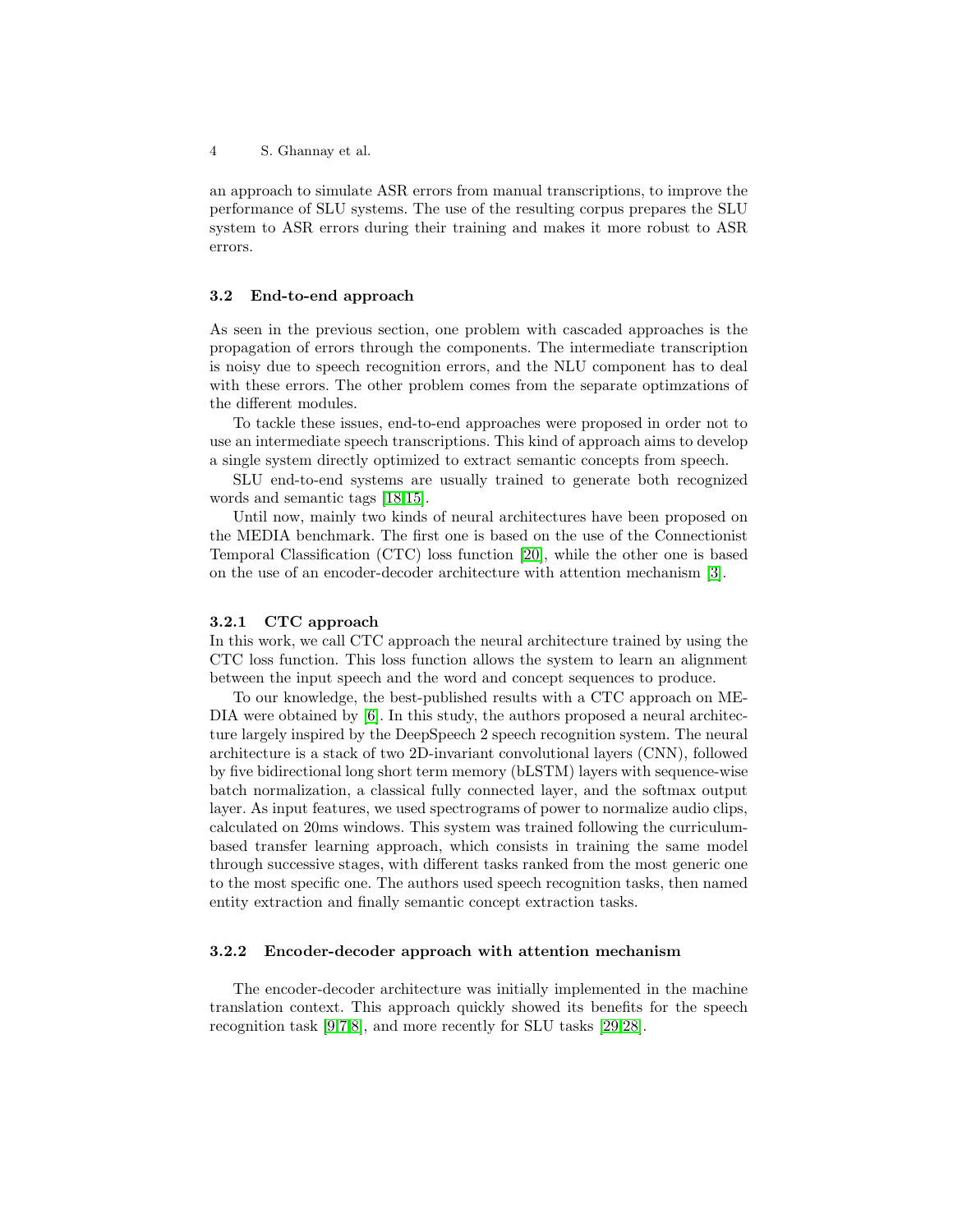an approach to simulate ASR errors from manual transcriptions, to improve the performance of SLU systems. The use of the resulting corpus prepares the SLU system to ASR errors during their training and makes it more robust to ASR errors.

### 3.2 End-to-end approach

As seen in the previous section, one problem with cascaded approaches is the propagation of errors through the components. The intermediate transcription is noisy due to speech recognition errors, and the NLU component has to deal with these errors. The other problem comes from the separate optimzations of the different modules.

To tackle these issues, end-to-end approaches were proposed in order not to use an intermediate speech transcriptions. This kind of approach aims to develop a single system directly optimized to extract semantic concepts from speech.

SLU end-to-end systems are usually trained to generate both recognized words and semantic tags [18,15].

Until now, mainly two kinds of neural architectures have been proposed on the MEDIA benchmark. The first one is based on the use of the Connectionist Temporal Classification (CTC) loss function [20], while the other one is based on the use of an encoder-decoder architecture with attention mechanism [3].

#### 3.2.1 CTC approach

In this work, we call CTC approach the neural architecture trained by using the CTC loss function. This loss function allows the system to learn an alignment between the input speech and the word and concept sequences to produce.

To our knowledge, the best-published results with a CTC approach on MEDIA were obtained by [6]. In this study, the authors proposed a neural architecture largely inspired by the DeepSpeech 2 speech recognition system. The neural architecture is a stack of two 2D-invariant convolutional layers (CNN), followed by five bidirectional long short term memory (bLSTM) layers with sequence-wise batch normalization, a classical fully connected layer, and the softmax output layer. As input features, we used spectrograms of power to normalize audio clips, calculated on 20ms windows. This system was trained following the curriculum-based transfer learning approach, which consists in training the same model through successive stages, with different tasks ranked from the most generic one to the most specific one. The authors used speech recognition tasks, then named entity extraction and finally semantic concept extraction tasks.

#### 3.2.2 Encoder-decoder approach with attention mechanism

The encoder-decoder architecture was initially implemented in the machine translation context. This approach quickly showed its benefits for the speech recognition task [9,7,8], and more recently for SLU tasks [29,28].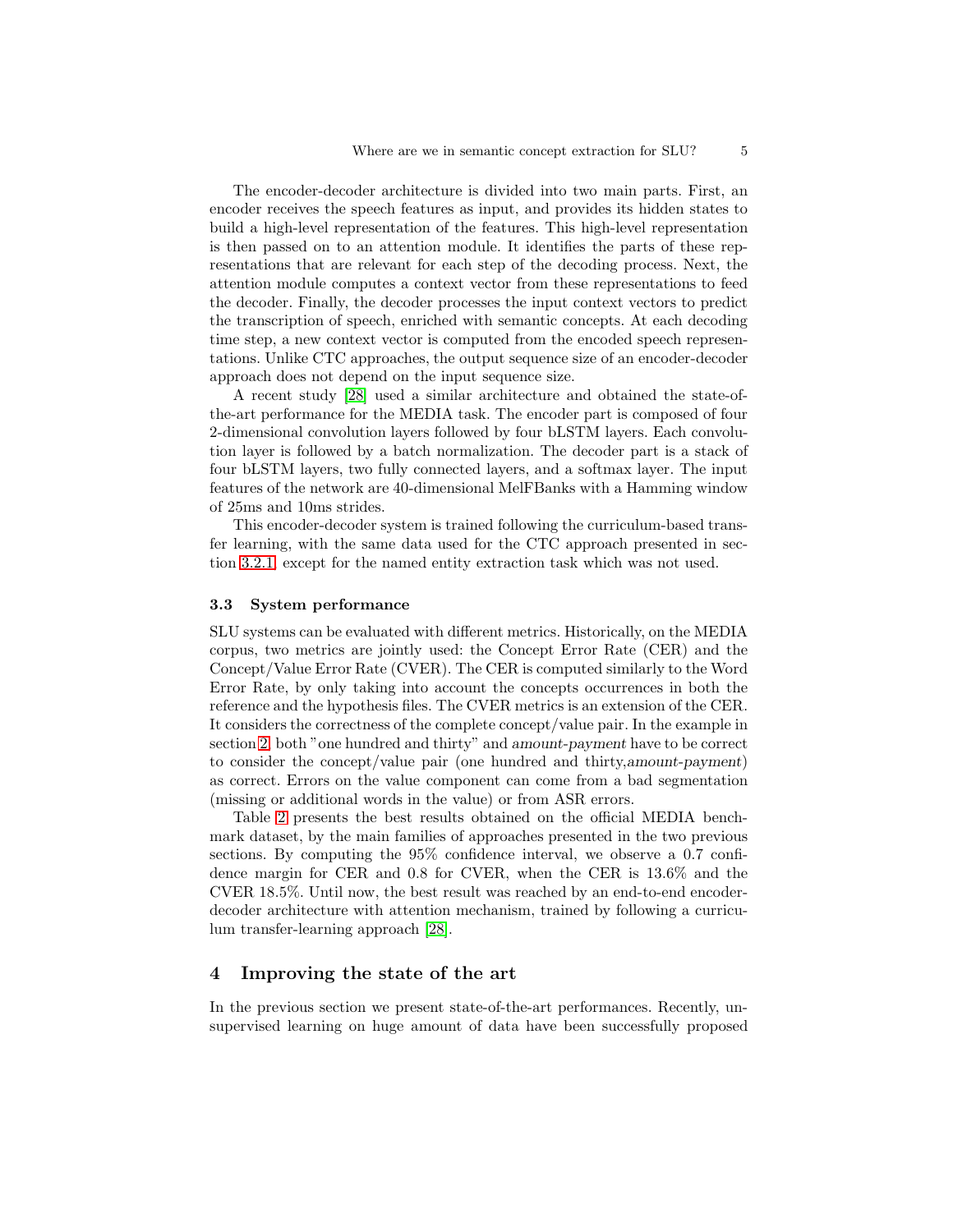The encoder-decoder architecture is divided into two main parts. First, an encoder receives the speech features as input, and provides its hidden states to build a high-level representation of the features. This high-level representation is then passed on to an attention module. It identifies the parts of these representations that are relevant for each step of the decoding process. Next, the attention module computes a context vector from these representations to feed the decoder. Finally, the decoder processes the input context vectors to predict the transcription of speech, enriched with semantic concepts. At each decoding time step, a new context vector is computed from the encoded speech representations. Unlike CTC approaches, the output sequence size of an encoder-decoder approach does not depend on the input sequence size.

A recent study [28] used a similar architecture and obtained the state-of-the-art performance for the MEDIA task. The encoder part is composed of four 2-dimensional convolution layers followed by four bLSTM layers. Each convolution layer is followed by a batch normalization. The decoder part is a stack of four bLSTM layers, two fully connected layers, and a softmax layer. The input features of the network are 40-dimensional MelFBanks with a Hamming window of 25ms and 10ms strides.

This encoder-decoder system is trained following the curriculum-based transfer learning, with the same data used for the CTC approach presented in section 3.2.1, except for the named entity extraction task which was not used.

### 3.3 System performance

SLU systems can be evaluated with different metrics. Historically, on the MEDIA corpus, two metrics are jointly used: the Concept Error Rate (CER) and the Concept/Value Error Rate (CVER). The CER is computed similarly to the Word Error Rate, by only taking into account the concepts occurrences in both the reference and the hypothesis files. The CVER metrics is an extension of the CER. It considers the correctness of the complete concept/value pair. In the example in section 2, both "one hundred and thirty" and *amount-payment* have to be correct to consider the concept/value pair (one hundred and thirty,*amount-payment*) as correct. Errors on the value component can come from a bad segmentation (missing or additional words in the value) or from ASR errors.

Table 2 presents the best results obtained on the official MEDIA benchmark dataset, by the main families of approaches presented in the two previous sections. By computing the 95% confidence interval, we observe a 0.7 confidence margin for CER and 0.8 for CVER, when the CER is 13.6% and the CVER 18.5%. Until now, the best result was reached by an end-to-end encoder-decoder architecture with attention mechanism, trained by following a curriculum transfer-learning approach [28].

## 4 Improving the state of the art

In the previous section we present state-of-the-art performances. Recently, unsupervised learning on huge amount of data have been successfully proposed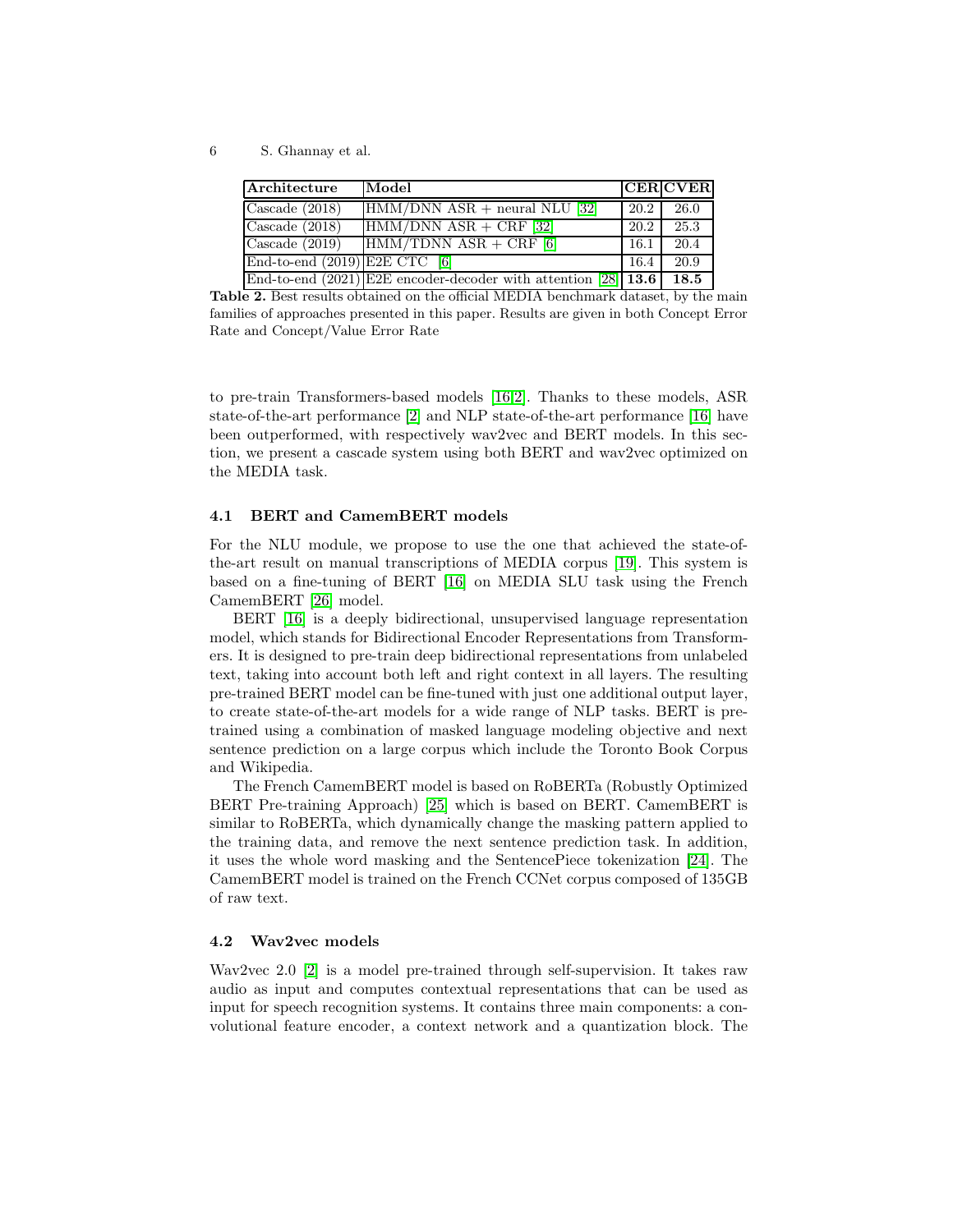| Architecture | Model | CER | CVER |
|---|---|---|---|
| Cascade (2018) | HMM/DNN ASR + neural NLU [32] | 20.2 | 26.0 |
| Cascade (2018) | HMM/DNN ASR + CRF [32] | 20.2 | 25.3 |
| Cascade (2019) | HMM/TDNN ASR + CRF [6] | 16.1 | 20.4 |
| End-to-end (2019) | E2E CTC [6] | 16.4 | 20.9 |
| End-to-end (2021) | E2E encoder-decoder with attention [28] | **13.6** | **18.5** |

**Table 2.** Best results obtained on the official MEDIA benchmark dataset, by the main families of approaches presented in this paper. Results are given in both Concept Error Rate and Concept/Value Error Rate

to pre-train Transformers-based models [16,2]. Thanks to these models, ASR state-of-the-art performance [2] and NLP state-of-the-art performance [16] have been outperformed, with respectively wav2vec and BERT models. In this section, we present a cascade system using both BERT and wav2vec optimized on the MEDIA task.

### 4.1 BERT and CamemBERT models

For the NLU module, we propose to use the one that achieved the state-of-the-art result on manual transcriptions of MEDIA corpus [19]. This system is based on a fine-tuning of BERT [16] on MEDIA SLU task using the French CamemBERT [26] model.

BERT [16] is a deeply bidirectional, unsupervised language representation model, which stands for Bidirectional Encoder Representations from Transformers. It is designed to pre-train deep bidirectional representations from unlabeled text, taking into account both left and right context in all layers. The resulting pre-trained BERT model can be fine-tuned with just one additional output layer, to create state-of-the-art models for a wide range of NLP tasks. BERT is pre-trained using a combination of masked language modeling objective and next sentence prediction on a large corpus which include the Toronto Book Corpus and Wikipedia.

The French CamemBERT model is based on RoBERTa (Robustly Optimized BERT Pre-training Approach) [25] which is based on BERT. CamemBERT is similar to RoBERTa, which dynamically change the masking pattern applied to the training data, and remove the next sentence prediction task. In addition, it uses the whole word masking and the SentencePiece tokenization [24]. The CamemBERT model is trained on the French CCNet corpus composed of 135GB of raw text.

### 4.2 Wav2vec models

Wav2vec 2.0 [2] is a model pre-trained through self-supervision. It takes raw audio as input and computes contextual representations that can be used as input for speech recognition systems. It contains three main components: a convolutional feature encoder, a context network and a quantization block. The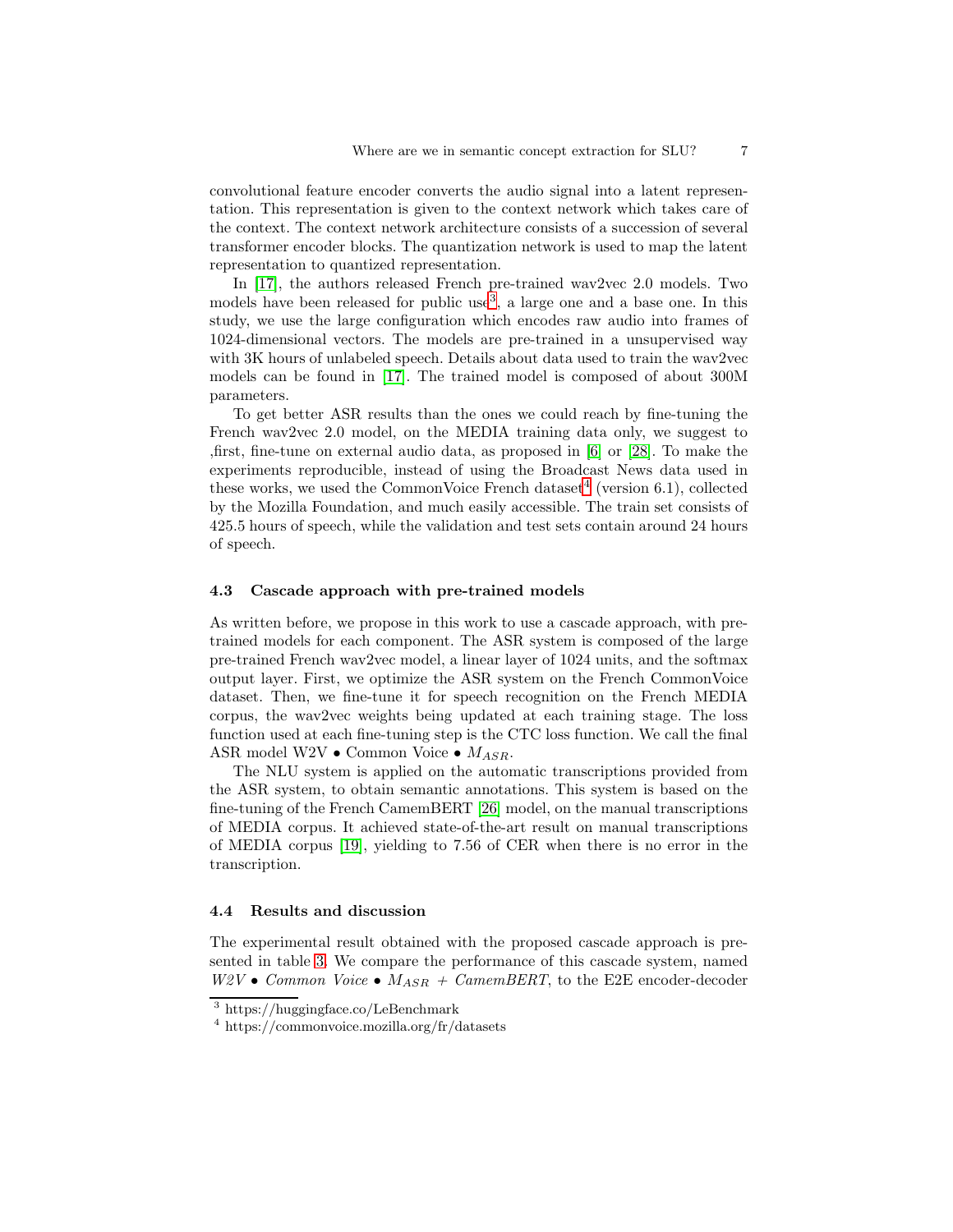convolutional feature encoder converts the audio signal into a latent representation. This representation is given to the context network which takes care of the context. The context network architecture consists of a succession of several transformer encoder blocks. The quantization network is used to map the latent representation to quantized representation.

In [17], the authors released French pre-trained wav2vec 2.0 models. Two models have been released for public use[3], a large one and a base one. In this study, we use the large configuration which encodes raw audio into frames of 1024-dimensional vectors. The models are pre-trained in a unsupervised way with 3K hours of unlabeled speech. Details about data used to train the wav2vec models can be found in [17]. The trained model is composed of about 300M parameters.

To get better ASR results than the ones we could reach by fine-tuning the French wav2vec 2.0 model, on the MEDIA training data only, we suggest to ,first, fine-tune on external audio data, as proposed in [6] or [28]. To make the experiments reproducible, instead of using the Broadcast News data used in these works, we used the CommonVoice French dataset[4] (version 6.1), collected by the Mozilla Foundation, and much easily accessible. The train set consists of 425.5 hours of speech, while the validation and test sets contain around 24 hours of speech.

### 4.3 Cascade approach with pre-trained models

As written before, we propose in this work to use a cascade approach, with pre-trained models for each component. The ASR system is composed of the large pre-trained French wav2vec model, a linear layer of 1024 units, and the softmax output layer. First, we optimize the ASR system on the French CommonVoice dataset. Then, we fine-tune it for speech recognition on the French MEDIA corpus, the wav2vec weights being updated at each training stage. The loss function used at each fine-tuning step is the CTC loss function. We call the final ASR model W2V • Common Voice • $M_{ASR}$.

The NLU system is applied on the automatic transcriptions provided from the ASR system, to obtain semantic annotations. This system is based on the fine-tuning of the French CamemBERT [26] model, on the manual transcriptions of MEDIA corpus. It achieved state-of-the-art result on manual transcriptions of MEDIA corpus [19], yielding to 7.56 of CER when there is no error in the transcription.

### 4.4 Results and discussion

The experimental result obtained with the proposed cascade approach is presented in table 3. We compare the performance of this cascade system, named *W2V • Common Voice •* $M_{ASR}$ *+ CamemBERT*, to the E2E encoder-decoder

[3] https://huggingface.co/LeBenchmark

[4] https://commonvoice.mozilla.org/fr/datasets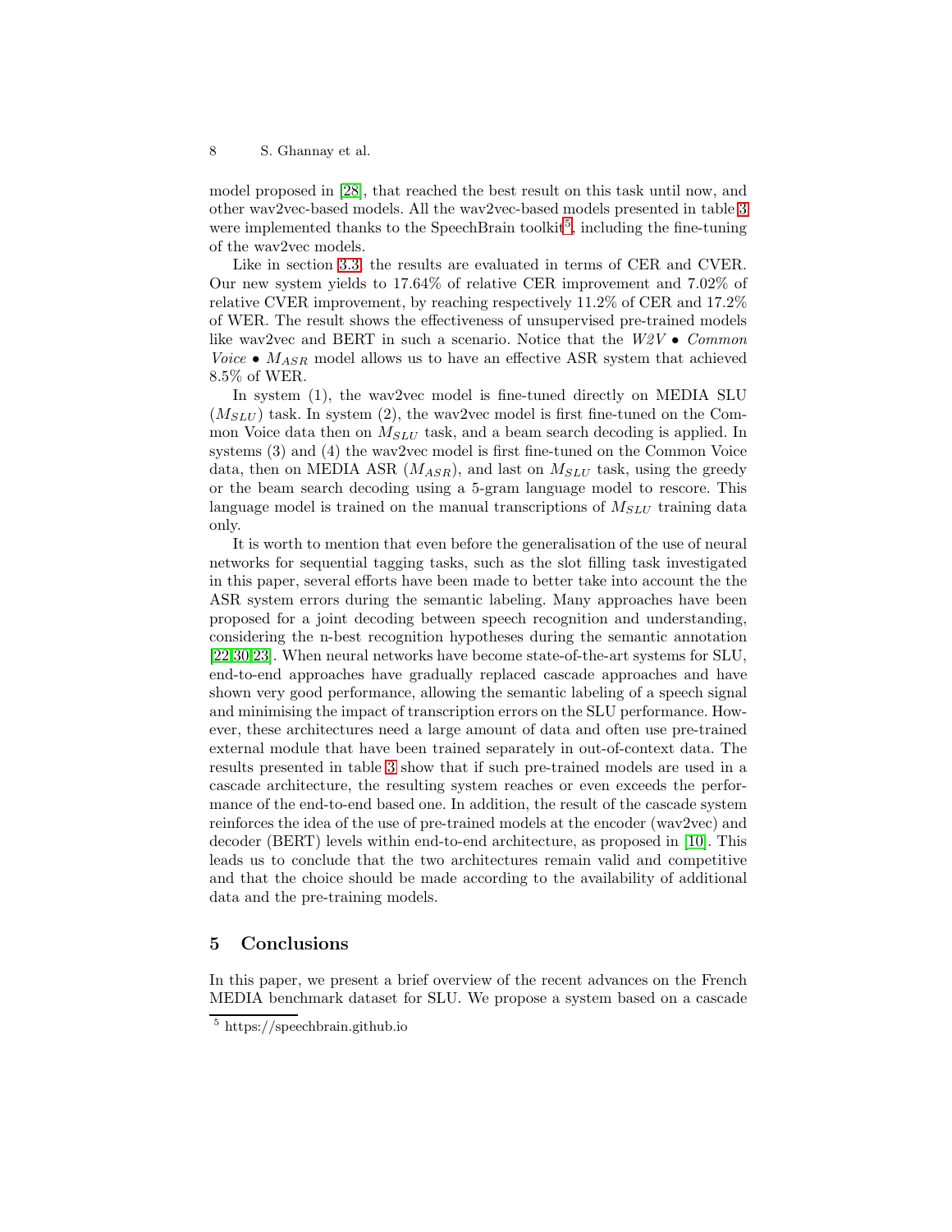model proposed in [28], that reached the best result on this task until now, and other wav2vec-based models. All the wav2vec-based models presented in table 3 were implemented thanks to the SpeechBrain toolkit[5], including the fine-tuning of the wav2vec models.

Like in section 3.3, the results are evaluated in terms of CER and CVER. Our new system yields to 17.64% of relative CER improvement and 7.02% of relative CVER improvement, by reaching respectively 11.2% of CER and 17.2% of WER. The result shows the effectiveness of unsupervised pre-trained models like wav2vec and BERT in such a scenario. Notice that the *W2V* • *Common Voice* • $M_{ASR}$ model allows us to have an effective ASR system that achieved 8.5% of WER.

In system (1), the wav2vec model is fine-tuned directly on MEDIA SLU ($M_{SLU}$) task. In system (2), the wav2vec model is first fine-tuned on the Common Voice data then on $M_{SLU}$ task, and a beam search decoding is applied. In systems (3) and (4) the wav2vec model is first fine-tuned on the Common Voice data, then on MEDIA ASR ($M_{ASR}$), and last on $M_{SLU}$ task, using the greedy or the beam search decoding using a 5-gram language model to rescore. This language model is trained on the manual transcriptions of $M_{SLU}$ training data only.

It is worth to mention that even before the generalisation of the use of neural networks for sequential tagging tasks, such as the slot filling task investigated in this paper, several efforts have been made to better take into account the the ASR system errors during the semantic labeling. Many approaches have been proposed for a joint decoding between speech recognition and understanding, considering the n-best recognition hypotheses during the semantic annotation [22,30,23]. When neural networks have become state-of-the-art systems for SLU, end-to-end approaches have gradually replaced cascade approaches and have shown very good performance, allowing the semantic labeling of a speech signal and minimising the impact of transcription errors on the SLU performance. However, these architectures need a large amount of data and often use pre-trained external module that have been trained separately in out-of-context data. The results presented in table 3 show that if such pre-trained models are used in a cascade architecture, the resulting system reaches or even exceeds the performance of the end-to-end based one. In addition, the result of the cascade system reinforces the idea of the use of pre-trained models at the encoder (wav2vec) and decoder (BERT) levels within end-to-end architecture, as proposed in [10]. This leads us to conclude that the two architectures remain valid and competitive and that the choice should be made according to the availability of additional data and the pre-training models.

## 5 Conclusions

In this paper, we present a brief overview of the recent advances on the French MEDIA benchmark dataset for SLU. We propose a system based on a cascade

[5] https://speechbrain.github.io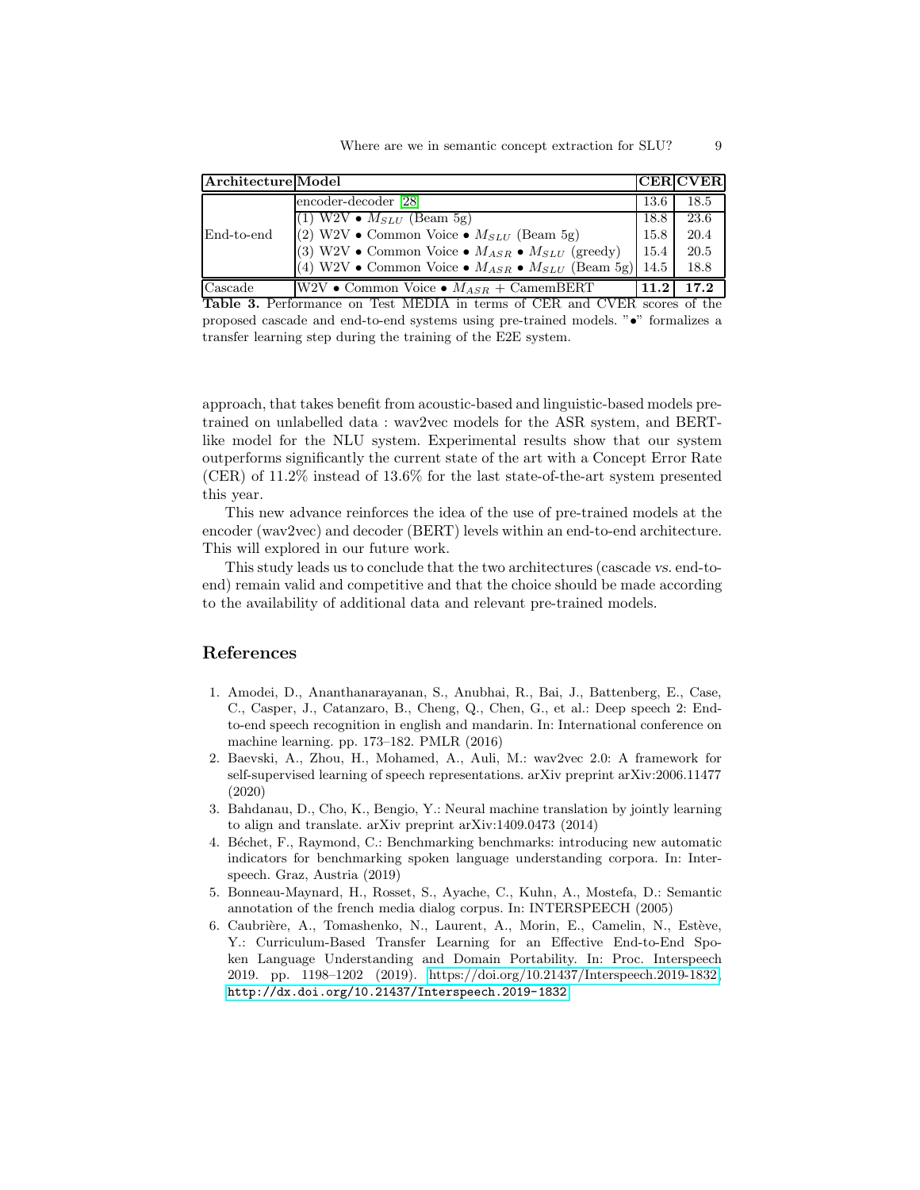| Architecture | Model | CER | CVER |
|---|---|---|---|
| End-to-end | encoder-decoder [28] | 13.6 | 18.5 |
| | (1) W2V • $M_{SLU}$ (Beam 5g) | 18.8 | 23.6 |
| | (2) W2V • Common Voice • $M_{SLU}$ (Beam 5g) | 15.8 | 20.4 |
| | (3) W2V • Common Voice • $M_{ASR}$ • $M_{SLU}$ (greedy) | 15.4 | 20.5 |
| | (4) W2V • Common Voice • $M_{ASR}$ • $M_{SLU}$ (Beam 5g) | 14.5 | 18.8 |
| Cascade | W2V • Common Voice • $M_{ASR}$ + CamemBERT | **11.2** | **17.2** |

**Table 3.** Performance on Test MEDIA in terms of CER and CVER scores of the proposed cascade and end-to-end systems using pre-trained models. "•" formalizes a transfer learning step during the training of the E2E system.

approach, that takes benefit from acoustic-based and linguistic-based models pre-trained on unlabelled data : wav2vec models for the ASR system, and BERT-like model for the NLU system. Experimental results show that our system outperforms significantly the current state of the art with a Concept Error Rate (CER) of 11.2% instead of 13.6% for the last state-of-the-art system presented this year.

This new advance reinforces the idea of the use of pre-trained models at the encoder (wav2vec) and decoder (BERT) levels within an end-to-end architecture. This will explored in our future work.

This study leads us to conclude that the two architectures (cascade *vs.* end-to-end) remain valid and competitive and that the choice should be made according to the availability of additional data and relevant pre-trained models.

## References

1. Amodei, D., Ananthanarayanan, S., Anubhai, R., Bai, J., Battenberg, E., Case, C., Casper, J., Catanzaro, B., Cheng, Q., Chen, G., et al.: Deep speech 2: End-to-end speech recognition in english and mandarin. In: International conference on machine learning. pp. 173–182. PMLR (2016)
2. Baevski, A., Zhou, H., Mohamed, A., Auli, M.: wav2vec 2.0: A framework for self-supervised learning of speech representations. arXiv preprint arXiv:2006.11477 (2020)
3. Bahdanau, D., Cho, K., Bengio, Y.: Neural machine translation by jointly learning to align and translate. arXiv preprint arXiv:1409.0473 (2014)
4. Béchet, F., Raymond, C.: Benchmarking benchmarks: introducing new automatic indicators for benchmarking spoken language understanding corpora. In: Interspeech. Graz, Austria (2019)
5. Bonneau-Maynard, H., Rosset, S., Ayache, C., Kuhn, A., Mostefa, D.: Semantic annotation of the french media dialog corpus. In: INTERSPEECH (2005)
6. Caubrière, A., Tomashenko, N., Laurent, A., Morin, E., Camelin, N., Estève, Y.: Curriculum-Based Transfer Learning for an Effective End-to-End Spoken Language Understanding and Domain Portability. In: Proc. Interspeech 2019. pp. 1198–1202 (2019). https://doi.org/10.21437/Interspeech.2019-1832, http://dx.doi.org/10.21437/Interspeech.2019-1832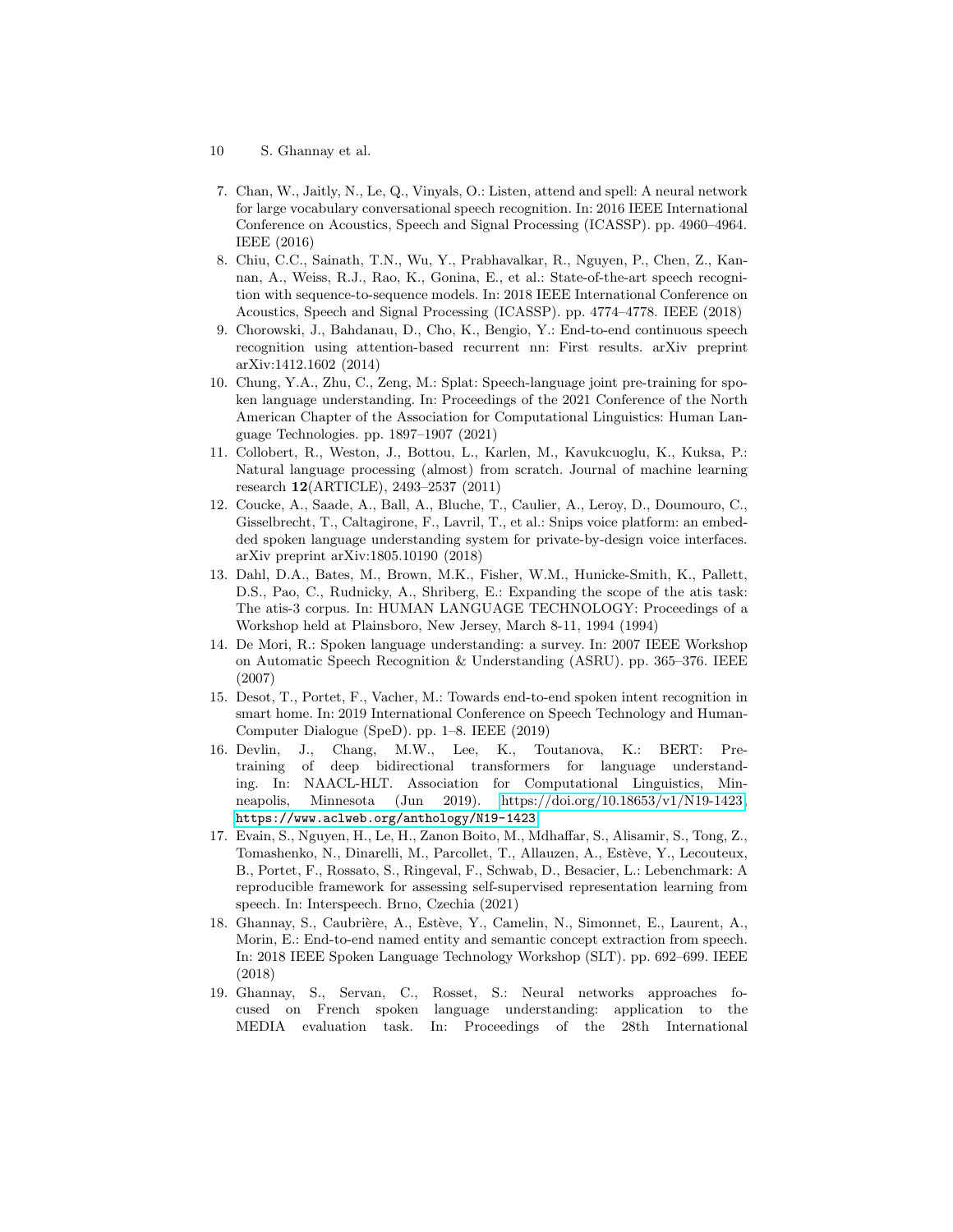7. Chan, W., Jaitly, N., Le, Q., Vinyals, O.: Listen, attend and spell: A neural network for large vocabulary conversational speech recognition. In: 2016 IEEE International Conference on Acoustics, Speech and Signal Processing (ICASSP). pp. 4960–4964. IEEE (2016)
8. Chiu, C.C., Sainath, T.N., Wu, Y., Prabhavalkar, R., Nguyen, P., Chen, Z., Kannan, A., Weiss, R.J., Rao, K., Gonina, E., et al.: State-of-the-art speech recognition with sequence-to-sequence models. In: 2018 IEEE International Conference on Acoustics, Speech and Signal Processing (ICASSP). pp. 4774–4778. IEEE (2018)
9. Chorowski, J., Bahdanau, D., Cho, K., Bengio, Y.: End-to-end continuous speech recognition using attention-based recurrent nn: First results. arXiv preprint arXiv:1412.1602 (2014)
10. Chung, Y.A., Zhu, C., Zeng, M.: Splat: Speech-language joint pre-training for spoken language understanding. In: Proceedings of the 2021 Conference of the North American Chapter of the Association for Computational Linguistics: Human Language Technologies. pp. 1897–1907 (2021)
11. Collobert, R., Weston, J., Bottou, L., Karlen, M., Kavukcuoglu, K., Kuksa, P.: Natural language processing (almost) from scratch. Journal of machine learning research **12**(ARTICLE), 2493–2537 (2011)
12. Coucke, A., Saade, A., Ball, A., Bluche, T., Caulier, A., Leroy, D., Doumouro, C., Gisselbrecht, T., Caltagirone, F., Lavril, T., et al.: Snips voice platform: an embedded spoken language understanding system for private-by-design voice interfaces. arXiv preprint arXiv:1805.10190 (2018)
13. Dahl, D.A., Bates, M., Brown, M.K., Fisher, W.M., Hunicke-Smith, K., Pallett, D.S., Pao, C., Rudnicky, A., Shriberg, E.: Expanding the scope of the atis task: The atis-3 corpus. In: HUMAN LANGUAGE TECHNOLOGY: Proceedings of a Workshop held at Plainsboro, New Jersey, March 8-11, 1994 (1994)
14. De Mori, R.: Spoken language understanding: a survey. In: 2007 IEEE Workshop on Automatic Speech Recognition & Understanding (ASRU). pp. 365–376. IEEE (2007)
15. Desot, T., Portet, F., Vacher, M.: Towards end-to-end spoken intent recognition in smart home. In: 2019 International Conference on Speech Technology and Human-Computer Dialogue (SpeD). pp. 1–8. IEEE (2019)
16. Devlin, J., Chang, M.W., Lee, K., Toutanova, K.: BERT: Pre-training of deep bidirectional transformers for language understanding. In: NAACL-HLT. Association for Computational Linguistics, Minneapolis, Minnesota (Jun 2019). https://doi.org/10.18653/v1/N19-1423, https://www.aclweb.org/anthology/N19-1423
17. Evain, S., Nguyen, H., Le, H., Zanon Boito, M., Mdhaffar, S., Alisamir, S., Tong, Z., Tomashenko, N., Dinarelli, M., Parcollet, T., Allauzen, A., Estève, Y., Lecouteux, B., Portet, F., Rossato, S., Ringeval, F., Schwab, D., Besacier, L.: Lebenchmark: A reproducible framework for assessing self-supervised representation learning from speech. In: Interspeech. Brno, Czechia (2021)
18. Ghannay, S., Caubrière, A., Estève, Y., Camelin, N., Simonnet, E., Laurent, A., Morin, E.: End-to-end named entity and semantic concept extraction from speech. In: 2018 IEEE Spoken Language Technology Workshop (SLT). pp. 692–699. IEEE (2018)
19. Ghannay, S., Servan, C., Rosset, S.: Neural networks approaches focused on French spoken language understanding: application to the MEDIA evaluation task. In: Proceedings of the 28th International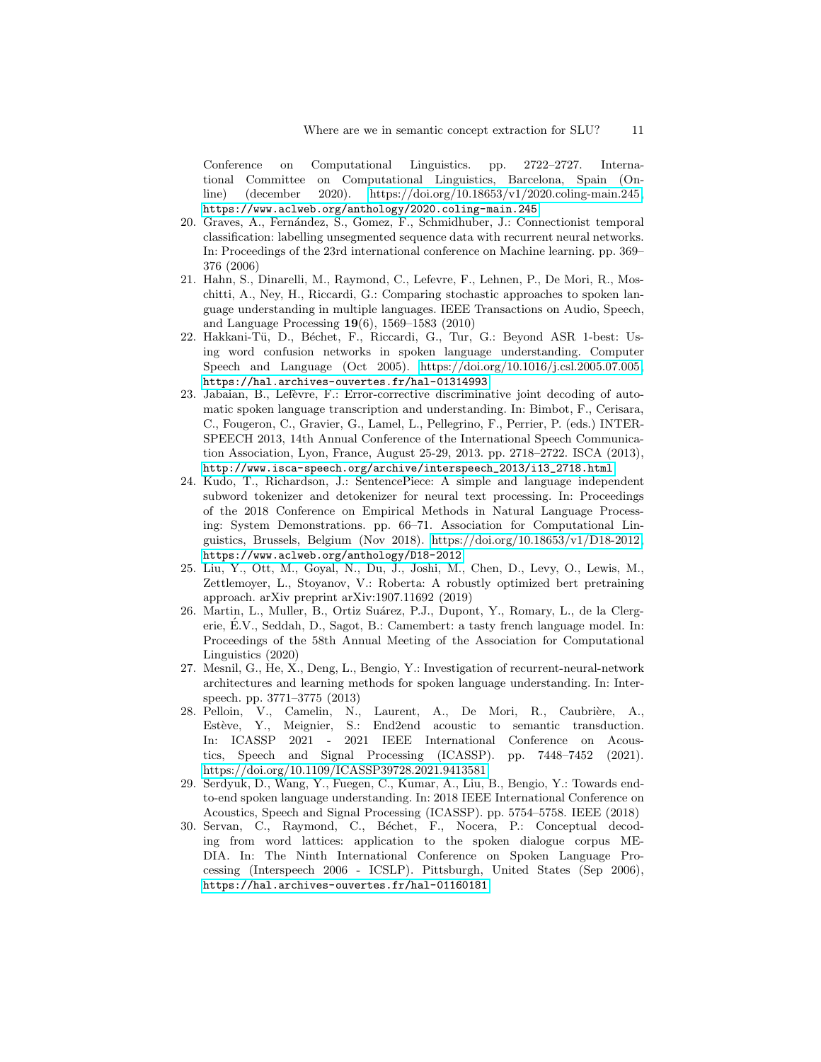Conference on Computational Linguistics. pp. 2722–2727. International Committee on Computational Linguistics, Barcelona, Spain (Online) (december 2020). https://doi.org/10.18653/v1/2020.coling-main.245, https://www.aclweb.org/anthology/2020.coling-main.245

20. Graves, A., Fernández, S., Gomez, F., Schmidhuber, J.: Connectionist temporal classification: labelling unsegmented sequence data with recurrent neural networks. In: Proceedings of the 23rd international conference on Machine learning. pp. 369–376 (2006)
21. Hahn, S., Dinarelli, M., Raymond, C., Lefevre, F., Lehnen, P., De Mori, R., Moschitti, A., Ney, H., Riccardi, G.: Comparing stochastic approaches to spoken language understanding in multiple languages. IEEE Transactions on Audio, Speech, and Language Processing **19**(6), 1569–1583 (2010)
22. Hakkani-Tü, D., Béchet, F., Riccardi, G., Tur, G.: Beyond ASR 1-best: Using word confusion networks in spoken language understanding. Computer Speech and Language (Oct 2005). https://doi.org/10.1016/j.csl.2005.07.005, https://hal.archives-ouvertes.fr/hal-01314993
23. Jabaian, B., Lefèvre, F.: Error-corrective discriminative joint decoding of automatic spoken language transcription and understanding. In: Bimbot, F., Cerisara, C., Fougeron, C., Gravier, G., Lamel, L., Pellegrino, F., Perrier, P. (eds.) INTERSPEECH 2013, 14th Annual Conference of the International Speech Communication Association, Lyon, France, August 25-29, 2013. pp. 2718–2722. ISCA (2013), http://www.isca-speech.org/archive/interspeech_2013/i13_2718.html
24. Kudo, T., Richardson, J.: SentencePiece: A simple and language independent subword tokenizer and detokenizer for neural text processing. In: Proceedings of the 2018 Conference on Empirical Methods in Natural Language Processing: System Demonstrations. pp. 66–71. Association for Computational Linguistics, Brussels, Belgium (Nov 2018). https://doi.org/10.18653/v1/D18-2012, https://www.aclweb.org/anthology/D18-2012
25. Liu, Y., Ott, M., Goyal, N., Du, J., Joshi, M., Chen, D., Levy, O., Lewis, M., Zettlemoyer, L., Stoyanov, V.: Roberta: A robustly optimized bert pretraining approach. arXiv preprint arXiv:1907.11692 (2019)
26. Martin, L., Muller, B., Ortiz Suárez, P.J., Dupont, Y., Romary, L., de la Clergerie, É.V., Seddah, D., Sagot, B.: Camembert: a tasty french language model. In: Proceedings of the 58th Annual Meeting of the Association for Computational Linguistics (2020)
27. Mesnil, G., He, X., Deng, L., Bengio, Y.: Investigation of recurrent-neural-network architectures and learning methods for spoken language understanding. In: Interspeech. pp. 3771–3775 (2013)
28. Pelloin, V., Camelin, N., Laurent, A., De Mori, R., Caubrière, A., Estève, Y., Meignier, S.: End2end acoustic to semantic transduction. In: ICASSP 2021 - 2021 IEEE International Conference on Acoustics, Speech and Signal Processing (ICASSP). pp. 7448–7452 (2021). https://doi.org/10.1109/ICASSP39728.2021.9413581
29. Serdyuk, D., Wang, Y., Fuegen, C., Kumar, A., Liu, B., Bengio, Y.: Towards end-to-end spoken language understanding. In: 2018 IEEE International Conference on Acoustics, Speech and Signal Processing (ICASSP). pp. 5754–5758. IEEE (2018)
30. Servan, C., Raymond, C., Béchet, F., Nocera, P.: Conceptual decoding from word lattices: application to the spoken dialogue corpus MEDIA. In: The Ninth International Conference on Spoken Language Processing (Interspeech 2006 - ICSLP). Pittsburgh, United States (Sep 2006), https://hal.archives-ouvertes.fr/hal-01160181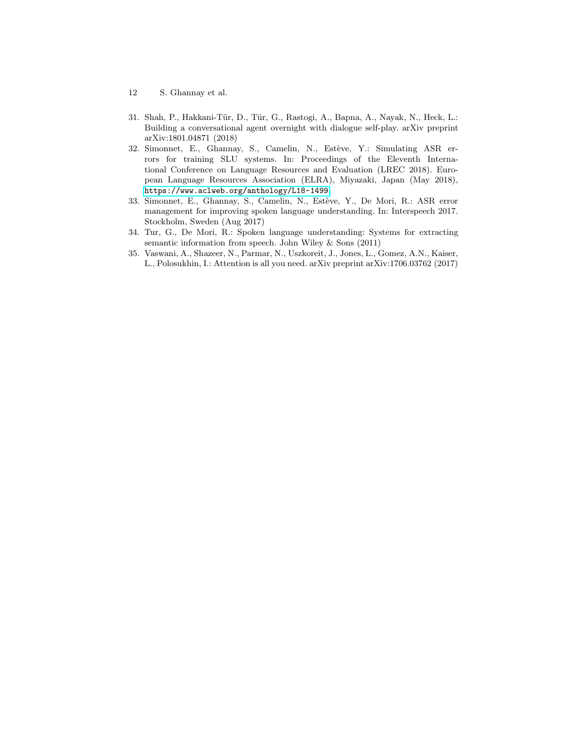31. Shah, P., Hakkani-Tür, D., Tür, G., Rastogi, A., Bapna, A., Nayak, N., Heck, L.: Building a conversational agent overnight with dialogue self-play. arXiv preprint arXiv:1801.04871 (2018)
32. Simonnet, E., Ghannay, S., Camelin, N., Estève, Y.: Simulating ASR errors for training SLU systems. In: Proceedings of the Eleventh International Conference on Language Resources and Evaluation (LREC 2018). European Language Resources Association (ELRA), Miyazaki, Japan (May 2018), https://www.aclweb.org/anthology/L18-1499
33. Simonnet, E., Ghannay, S., Camelin, N., Estève, Y., De Mori, R.: ASR error management for improving spoken language understanding. In: Interspeech 2017. Stockholm, Sweden (Aug 2017)
34. Tur, G., De Mori, R.: Spoken language understanding: Systems for extracting semantic information from speech. John Wiley & Sons (2011)
35. Vaswani, A., Shazeer, N., Parmar, N., Uszkoreit, J., Jones, L., Gomez, A.N., Kaiser, L., Polosukhin, I.: Attention is all you need. arXiv preprint arXiv:1706.03762 (2017)